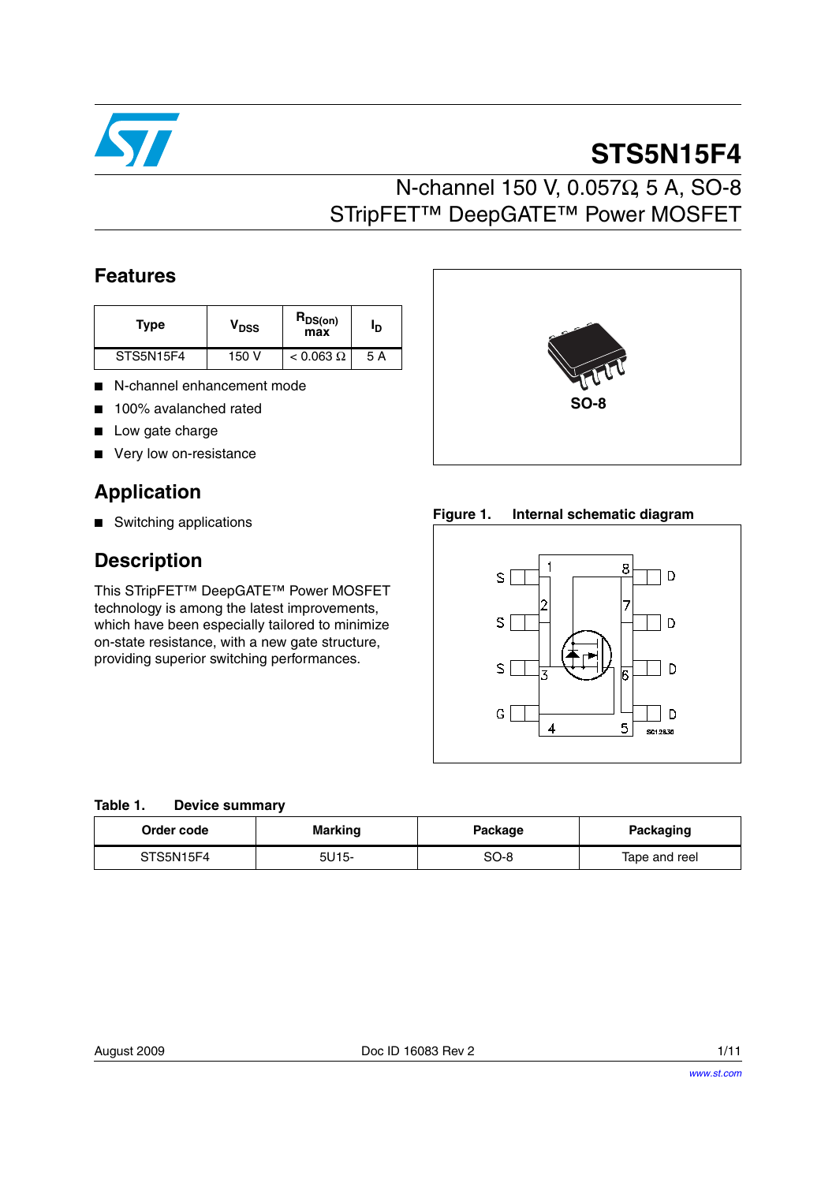# STS5N15F4

## N-channel 150 V, 0.057Ω, 5 A, SO-8 STripFET™ DeepGATE™ Power MOSFET

## Features

| Type | $V_{DSS}$ | $R_{DS(on)}$ max | $I_D$ |
|---|---|---|---|
| STS5N15F4 | 150 V | < 0.063 Ω | 5 A |

- N-channel enhancement mode
- 100% avalanched rated
- Low gate charge
- Very low on-resistance

SO-8

## Application

- Switching applications

## Description

This STripFET™ DeepGATE™ Power MOSFET technology is among the latest improvements, which have been especially tailored to minimize on-state resistance, with a new gate structure, providing superior switching performances.

**Figure 1. Internal schematic diagram**

**Table 1. Device summary**

| Order code | Marking | Package | Packaging |
|---|---|---|---|
| STS5N15F4 | 5U15- | SO-8 | Tape and reel |

August 2009 Doc ID 16083 Rev 2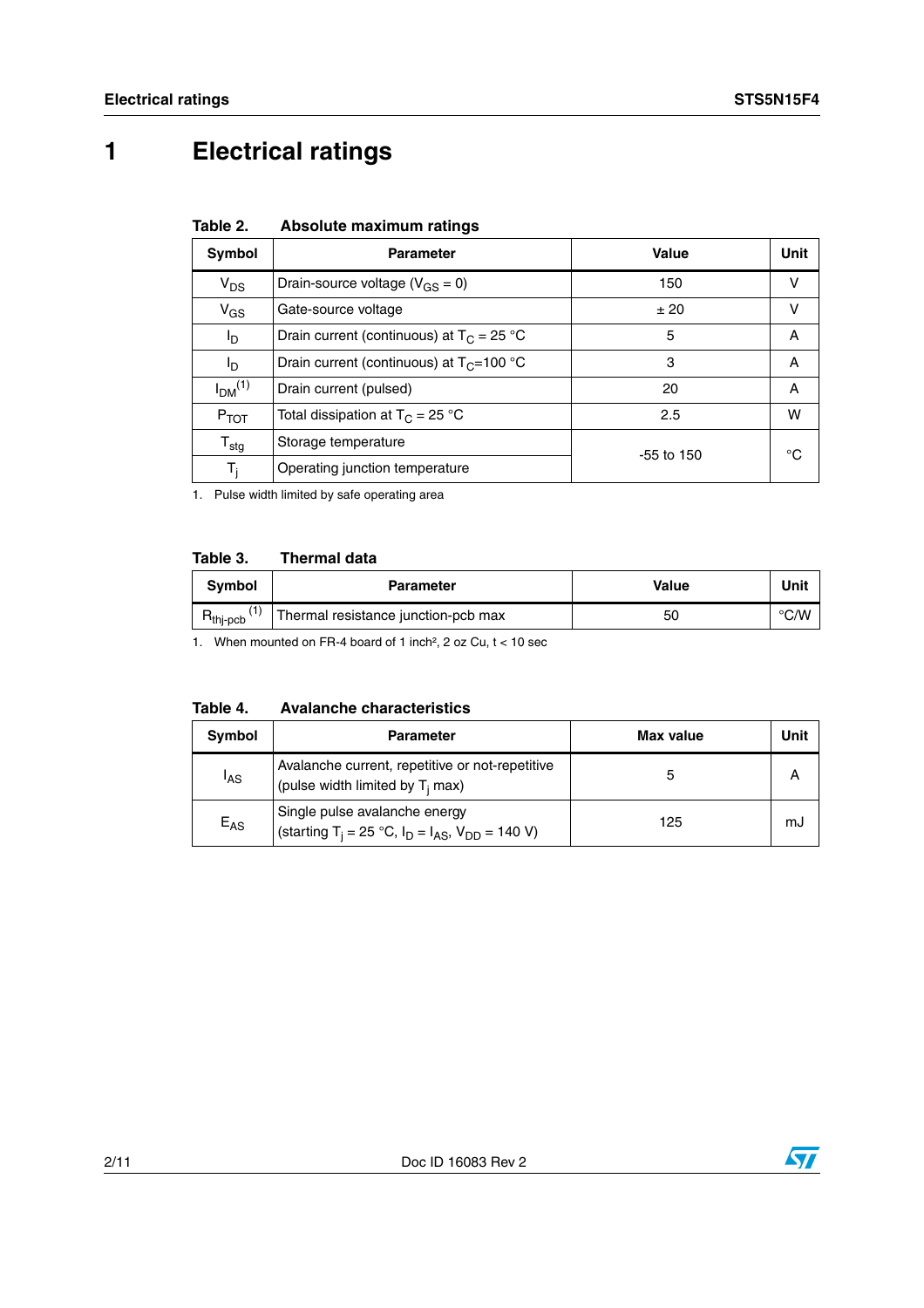# 1 Electrical ratings

**Table 2. Absolute maximum ratings**

| Symbol | Parameter | Value | Unit |
|---|---|---|---|
| $V_{DS}$ | Drain-source voltage ($V_{GS}$ = 0) | 150 | V |
| $V_{GS}$ | Gate-source voltage | ± 20 | V |
| $I_D$ | Drain current (continuous) at $T_C$ = 25 °C | 5 | A |
| $I_D$ | Drain current (continuous) at $T_C$=100 °C | 3 | A |
| $I_{DM}$ (1) | Drain current (pulsed) | 20 | A |
| $P_{TOT}$ | Total dissipation at $T_C$ = 25 °C | 2.5 | W |
| $T_{stg}$ | Storage temperature | -55 to 150 | °C |
| $T_j$ | Operating junction temperature | | |

1. Pulse width limited by safe operating area

**Table 3. Thermal data**

| Symbol | Parameter | Value | Unit |
|---|---|---|---|
| $R_{thj\text{-}pcb}$ (1) | Thermal resistance junction-pcb max | 50 | °C/W |

1. When mounted on FR-4 board of 1 inch², 2 oz Cu, t < 10 sec

**Table 4. Avalanche characteristics**

| Symbol | Parameter | Max value | Unit |
|---|---|---|---|
| $I_{AS}$ | Avalanche current, repetitive or not-repetitive (pulse width limited by $T_j$ max) | 5 | A |
| $E_{AS}$ | Single pulse avalanche energy (starting $T_j$ = 25 °C, $I_D$ = $I_{AS}$, $V_{DD}$ = 140 V) | 125 | mJ |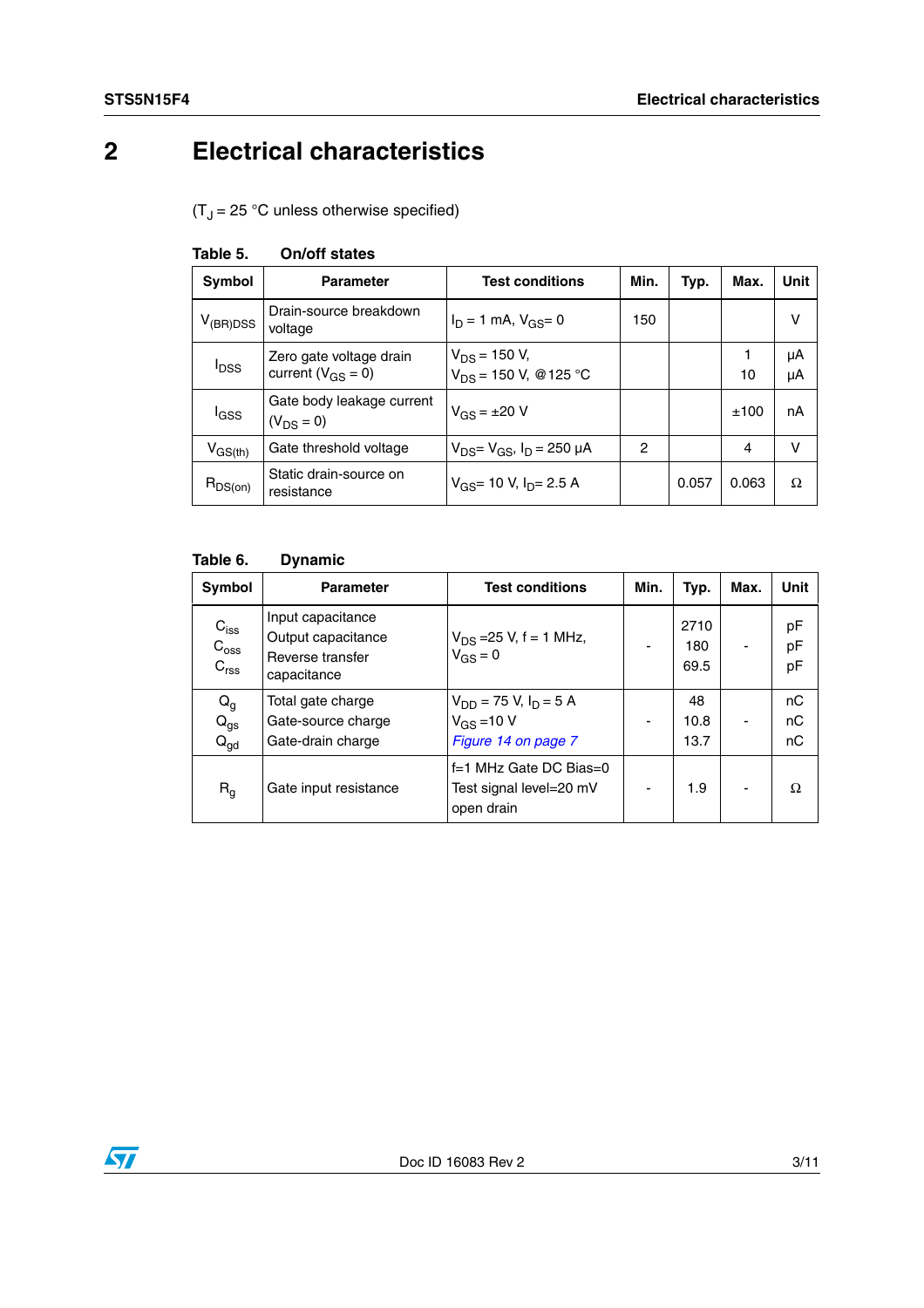# 2 Electrical characteristics

($T_J$ = 25 °C unless otherwise specified)

**Table 5. On/off states**

| Symbol | Parameter | Test conditions | Min. | Typ. | Max. | Unit |
|---|---|---|---|---|---|---|
| $V_{(BR)DSS}$ | Drain-source breakdown voltage | $I_D$ = 1 mA, $V_{GS}$= 0 | 150 | | | V |
| $I_{DSS}$ | Zero gate voltage drain current ($V_{GS}$ = 0) | $V_{DS}$ = 150 V,<br>$V_{DS}$ = 150 V, @125 °C | | | 1<br>10 | µA<br>µA |
| $I_{GSS}$ | Gate body leakage current ($V_{DS}$ = 0) | $V_{GS}$ = ±20 V | | | ±100 | nA |
| $V_{GS(th)}$ | Gate threshold voltage | $V_{DS}$= $V_{GS}$, $I_D$ = 250 µA | 2 | | 4 | V |
| $R_{DS(on)}$ | Static drain-source on resistance | $V_{GS}$= 10 V, $I_D$= 2.5 A | | 0.057 | 0.063 | Ω |

**Table 6. Dynamic**

| Symbol | Parameter | Test conditions | Min. | Typ. | Max. | Unit |
|---|---|---|---|---|---|---|
| $C_{iss}$<br>$C_{oss}$<br>$C_{rss}$ | Input capacitance<br>Output capacitance<br>Reverse transfer capacitance | $V_{DS}$ =25 V, f = 1 MHz,<br>$V_{GS}$ = 0 | - | 2710<br>180<br>69.5 | - | pF<br>pF<br>pF |
| $Q_g$<br>$Q_{gs}$<br>$Q_{gd}$ | Total gate charge<br>Gate-source charge<br>Gate-drain charge | $V_{DD}$ = 75 V, $I_D$ = 5 A<br>$V_{GS}$ =10 V<br>*Figure 14 on page 7* | - | 48<br>10.8<br>13.7 | - | nC<br>nC<br>nC |
| $R_g$ | Gate input resistance | f=1 MHz Gate DC Bias=0<br>Test signal level=20 mV<br>open drain | - | 1.9 | - | Ω |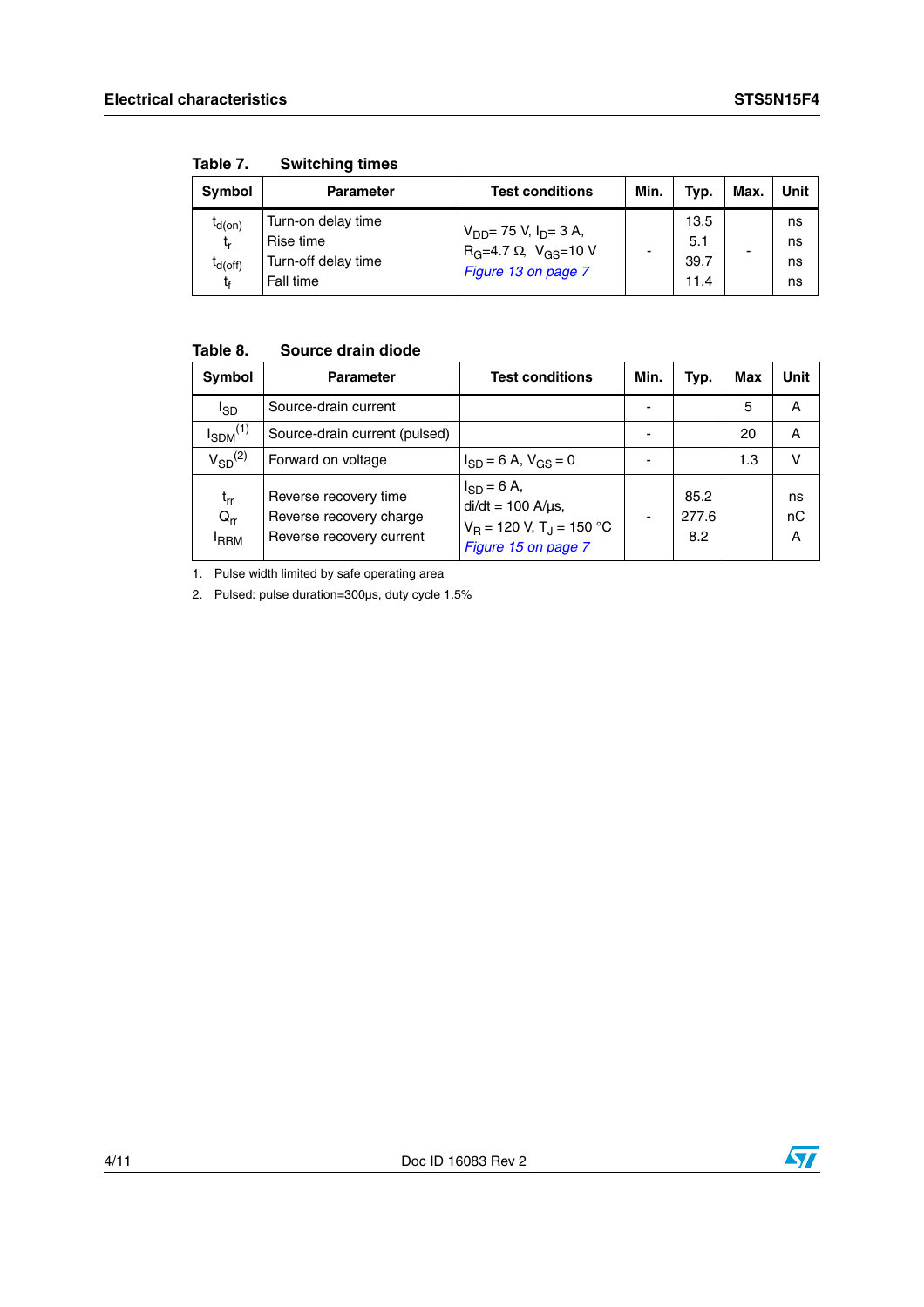Table 7. Switching times

| Symbol | Parameter | Test conditions | Min. | Typ. | Max. | Unit |
|---|---|---|---|---|---|---|
| $t_{d(on)}$<br>$t_r$<br>$t_{d(off)}$<br>$t_f$ | Turn-on delay time<br>Rise time<br>Turn-off delay time<br>Fall time | $V_{DD}$= 75 V, $I_D$= 3 A,<br>$R_G$=4.7 Ω, $V_{GS}$=10 V<br>*Figure 13 on page 7* | - | 13.5<br>5.1<br>39.7<br>11.4 | - | ns<br>ns<br>ns<br>ns |

Table 8. Source drain diode

| Symbol | Parameter | Test conditions | Min. | Typ. | Max | Unit |
|---|---|---|---|---|---|---|
| $I_{SD}$ | Source-drain current | | - | | 5 | A |
| $I_{SDM}$[1] | Source-drain current (pulsed) | | - | | 20 | A |
| $V_{SD}$[2] | Forward on voltage | $I_{SD}$ = 6 A, $V_{GS}$ = 0 | - | | 1.3 | V |
| $t_{rr}$<br>$Q_{rr}$<br>$I_{RRM}$ | Reverse recovery time<br>Reverse recovery charge<br>Reverse recovery current | $I_{SD}$ = 6 A,<br>di/dt = 100 A/µs,<br>$V_R$ = 120 V, $T_J$ = 150 °C<br>*Figure 15 on page 7* | - | 85.2<br>277.6<br>8.2 | | ns<br>nC<br>A |

1. Pulse width limited by safe operating area
2. Pulsed: pulse duration=300µs, duty cycle 1.5%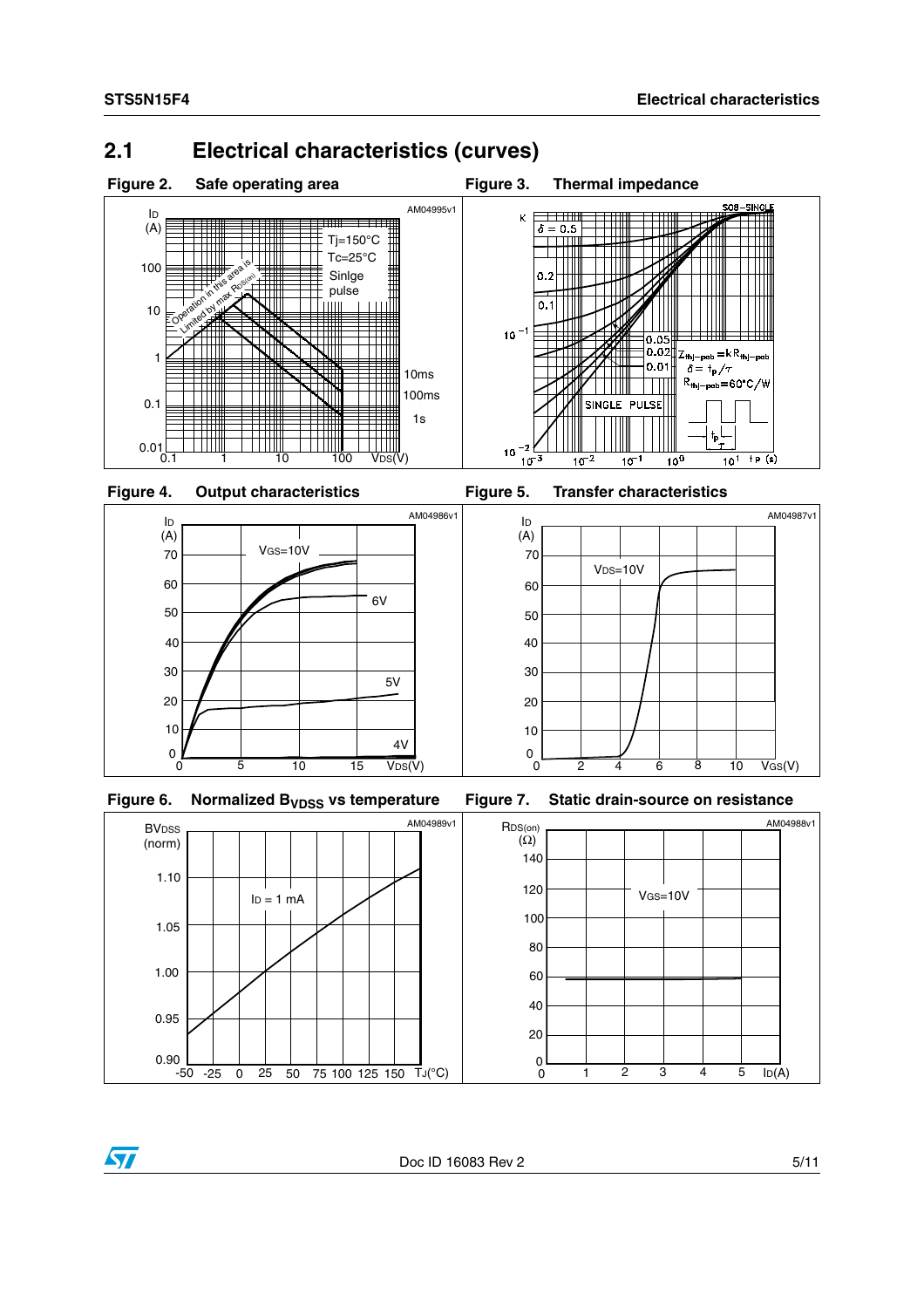## 2.1 Electrical characteristics (curves)

**Figure 2. Safe operating area**

**Figure 3. Thermal impedance**

**Figure 4. Output characteristics**

**Figure 5. Transfer characteristics**

**Figure 6. Normalized $B_{VDSS}$ vs temperature**

**Figure 7. Static drain-source on resistance**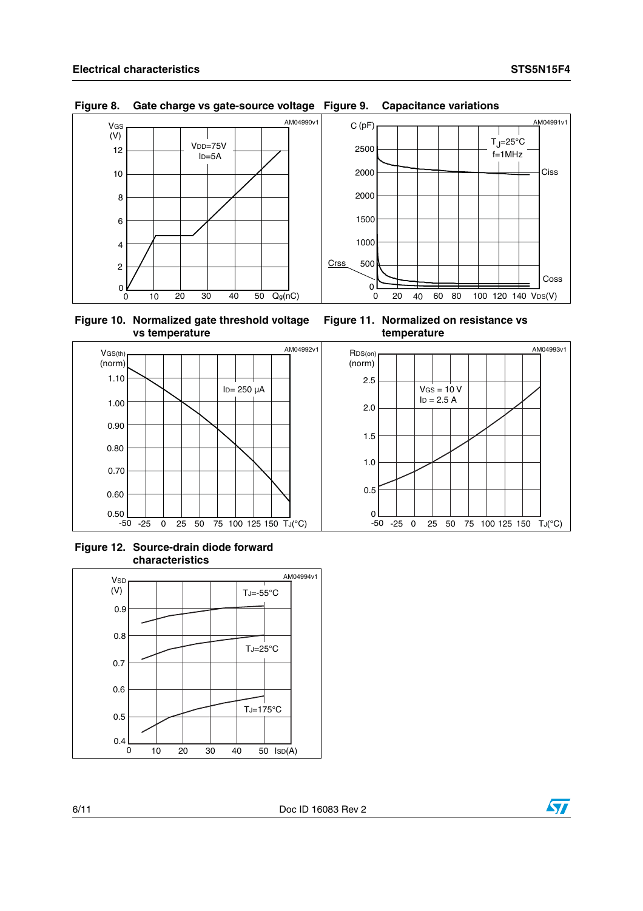Figure 8. Gate charge vs gate-source voltage

Figure 9. Capacitance variations

Figure 10. Normalized gate threshold voltage vs temperature

Figure 11. Normalized on resistance vs temperature

Figure 12. Source-drain diode forward characteristics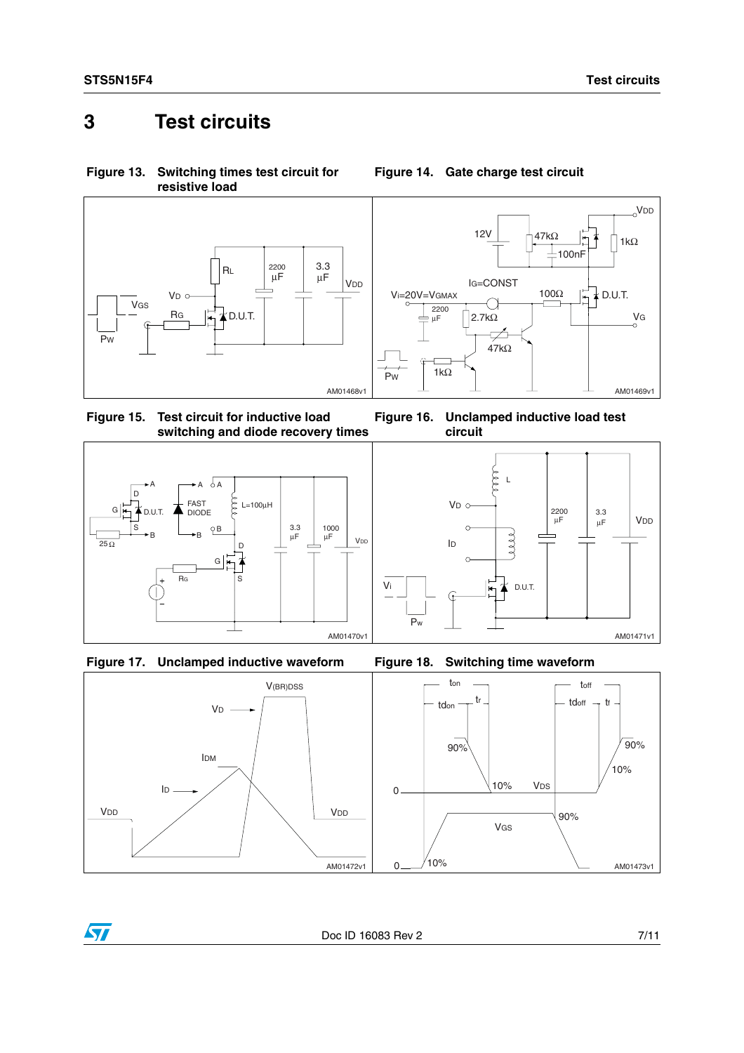# 3 Test circuits

**Figure 13. Switching times test circuit for resistive load**

**Figure 14. Gate charge test circuit**

**Figure 15. Test circuit for inductive load switching and diode recovery times**

**Figure 16. Unclamped inductive load test circuit**

**Figure 17. Unclamped inductive waveform**

**Figure 18. Switching time waveform**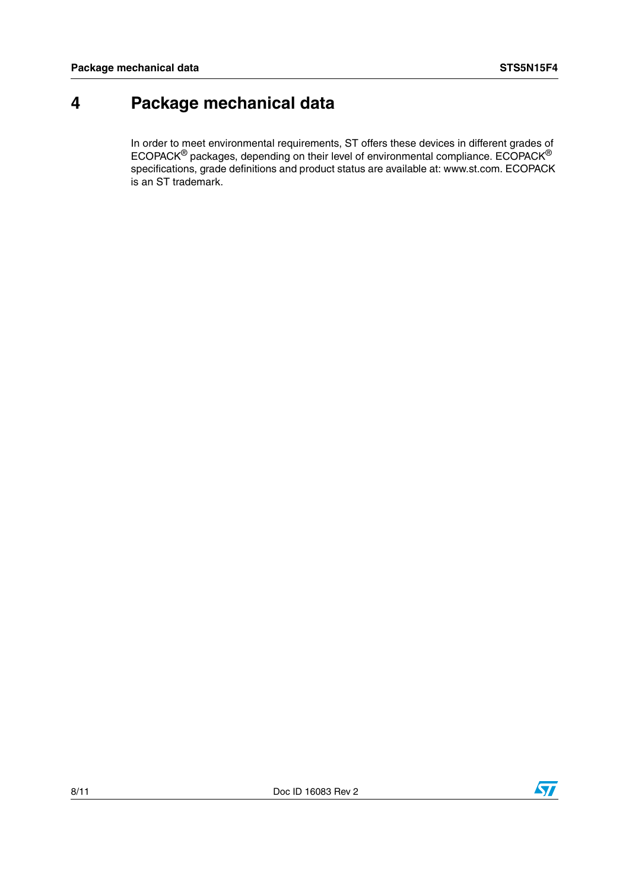# 4 Package mechanical data

In order to meet environmental requirements, ST offers these devices in different grades of ECOPACK® packages, depending on their level of environmental compliance. ECOPACK® specifications, grade definitions and product status are available at: www.st.com. ECOPACK is an ST trademark.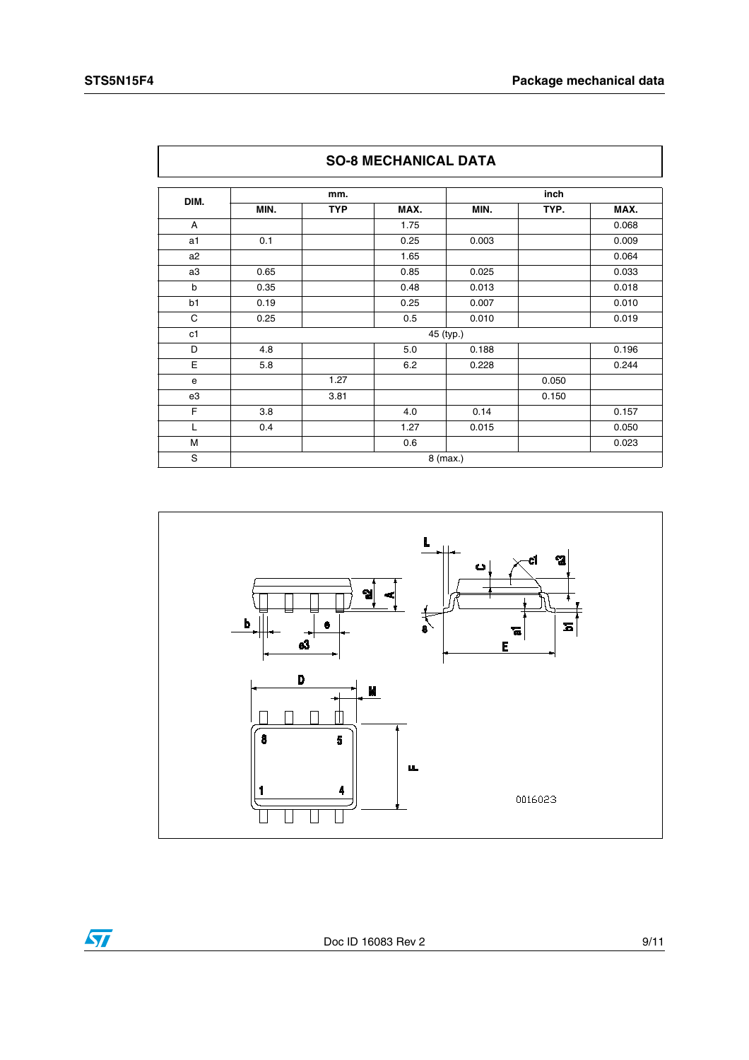| SO-8 MECHANICAL DATA | | | | | | |
|---|---|---|---|---|---|---|
| DIM. | mm. | | | inch | | |
| | MIN. | TYP | MAX. | MIN. | TYP. | MAX. |
| A | | | 1.75 | | | 0.068 |
| a1 | 0.1 | | 0.25 | 0.003 | | 0.009 |
| a2 | | | 1.65 | | | 0.064 |
| a3 | 0.65 | | 0.85 | 0.025 | | 0.033 |
| b | 0.35 | | 0.48 | 0.013 | | 0.018 |
| b1 | 0.19 | | 0.25 | 0.007 | | 0.010 |
| C | 0.25 | | 0.5 | 0.010 | | 0.019 |
| c1 | 45 (typ.) | | | | | |
| D | 4.8 | | 5.0 | 0.188 | | 0.196 |
| E | 5.8 | | 6.2 | 0.228 | | 0.244 |
| e | | 1.27 | | | 0.050 | |
| e3 | | 3.81 | | | 0.150 | |
| F | 3.8 | | 4.0 | 0.14 | | 0.157 |
| L | 0.4 | | 1.27 | 0.015 | | 0.050 |
| M | | | 0.6 | | | 0.023 |
| S | 8 (max.) | | | | | |

0016023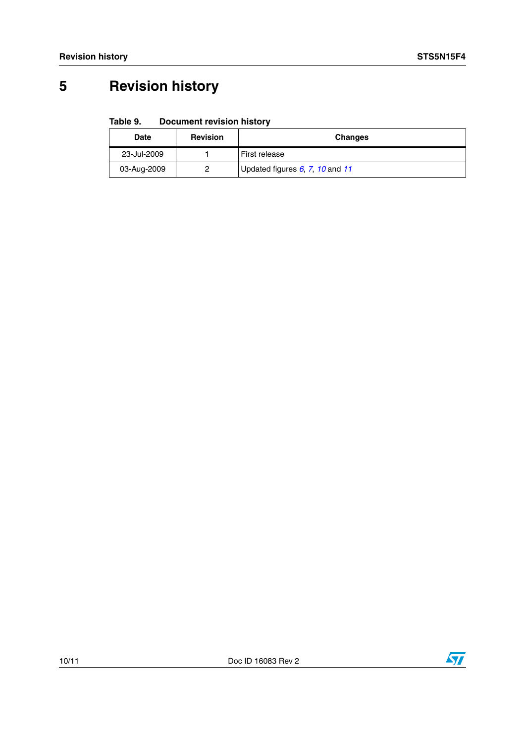# 5 Revision history

**Table 9. Document revision history**

| Date | Revision | Changes |
| --- | --- | --- |
| 23-Jul-2009 | 1 | First release |
| 03-Aug-2009 | 2 | Updated figures *6*, *7*, *10* and *11* |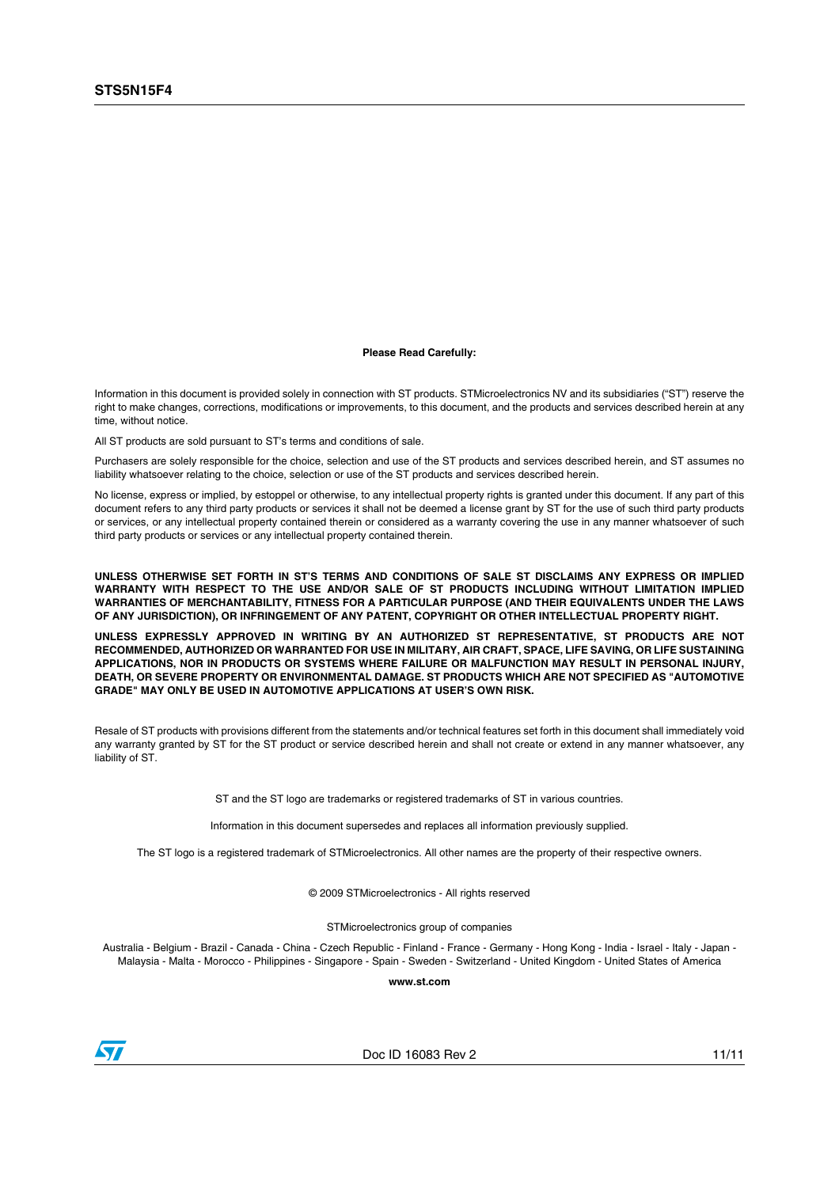**Please Read Carefully:**

Information in this document is provided solely in connection with ST products. STMicroelectronics NV and its subsidiaries (“ST”) reserve the right to make changes, corrections, modifications or improvements, to this document, and the products and services described herein at any time, without notice.

All ST products are sold pursuant to ST’s terms and conditions of sale.

Purchasers are solely responsible for the choice, selection and use of the ST products and services described herein, and ST assumes no liability whatsoever relating to the choice, selection or use of the ST products and services described herein.

No license, express or implied, by estoppel or otherwise, to any intellectual property rights is granted under this document. If any part of this document refers to any third party products or services it shall not be deemed a license grant by ST for the use of such third party products or services, or any intellectual property contained therein or considered as a warranty covering the use in any manner whatsoever of such third party products or services or any intellectual property contained therein.

**UNLESS OTHERWISE SET FORTH IN ST’S TERMS AND CONDITIONS OF SALE ST DISCLAIMS ANY EXPRESS OR IMPLIED WARRANTY WITH RESPECT TO THE USE AND/OR SALE OF ST PRODUCTS INCLUDING WITHOUT LIMITATION IMPLIED WARRANTIES OF MERCHANTABILITY, FITNESS FOR A PARTICULAR PURPOSE (AND THEIR EQUIVALENTS UNDER THE LAWS OF ANY JURISDICTION), OR INFRINGEMENT OF ANY PATENT, COPYRIGHT OR OTHER INTELLECTUAL PROPERTY RIGHT.**

**UNLESS EXPRESSLY APPROVED IN WRITING BY AN AUTHORIZED ST REPRESENTATIVE, ST PRODUCTS ARE NOT RECOMMENDED, AUTHORIZED OR WARRANTED FOR USE IN MILITARY, AIR CRAFT, SPACE, LIFE SAVING, OR LIFE SUSTAINING APPLICATIONS, NOR IN PRODUCTS OR SYSTEMS WHERE FAILURE OR MALFUNCTION MAY RESULT IN PERSONAL INJURY, DEATH, OR SEVERE PROPERTY OR ENVIRONMENTAL DAMAGE. ST PRODUCTS WHICH ARE NOT SPECIFIED AS "AUTOMOTIVE GRADE" MAY ONLY BE USED IN AUTOMOTIVE APPLICATIONS AT USER’S OWN RISK.**

Resale of ST products with provisions different from the statements and/or technical features set forth in this document shall immediately void any warranty granted by ST for the ST product or service described herein and shall not create or extend in any manner whatsoever, any liability of ST.

ST and the ST logo are trademarks or registered trademarks of ST in various countries.

Information in this document supersedes and replaces all information previously supplied.

The ST logo is a registered trademark of STMicroelectronics. All other names are the property of their respective owners.

© 2009 STMicroelectronics - All rights reserved

STMicroelectronics group of companies

Australia - Belgium - Brazil - Canada - China - Czech Republic - Finland - France - Germany - Hong Kong - India - Israel - Italy - Japan - Malaysia - Malta - Morocco - Philippines - Singapore - Spain - Sweden - Switzerland - United Kingdom - United States of America

**www.st.com**